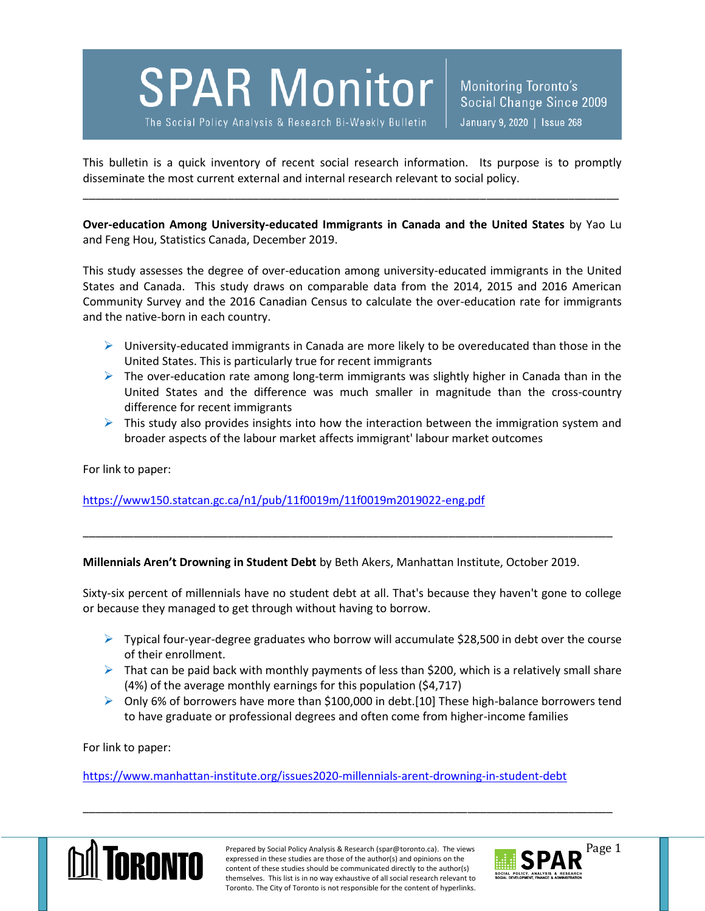# SPAR Monitor

The Social Policy Analysis & Research Bi-Weekly Bulletin

Monitoring Toronto's Social Change Since 2009

January 9, 2020 | Issue 268

This bulletin is a quick inventory of recent social research information. Its purpose is to promptly disseminate the most current external and internal research relevant to social policy.

---

**Over-education Among University-educated Immigrants in Canada and the United States** by Yao Lu and Feng Hou, Statistics Canada, December 2019.

This study assesses the degree of over-education among university-educated immigrants in the United States and Canada. This study draws on comparable data from the 2014, 2015 and 2016 American Community Survey and the 2016 Canadian Census to calculate the over-education rate for immigrants and the native-born in each country.

- University-educated immigrants in Canada are more likely to be overeducated than those in the United States. This is particularly true for recent immigrants
- The over-education rate among long-term immigrants was slightly higher in Canada than in the United States and the difference was much smaller in magnitude than the cross-country difference for recent immigrants
- This study also provides insights into how the interaction between the immigration system and broader aspects of the labour market affects immigrant' labour market outcomes

For link to paper:

https://www150.statcan.gc.ca/n1/pub/11f0019m/11f0019m2019022-eng.pdf

---

**Millennials Aren't Drowning in Student Debt** by Beth Akers, Manhattan Institute, October 2019.

Sixty-six percent of millennials have no student debt at all. That's because they haven't gone to college or because they managed to get through without having to borrow.

- Typical four-year-degree graduates who borrow will accumulate $28,500 in debt over the course of their enrollment.
- That can be paid back with monthly payments of less than $200, which is a relatively small share (4%) of the average monthly earnings for this population ($4,717)
- Only 6% of borrowers have more than $100,000 in debt.[10] These high-balance borrowers tend to have graduate or professional degrees and often come from higher-income families

For link to paper:

https://www.manhattan-institute.org/issues2020-millennials-arent-drowning-in-student-debt

---

Prepared by Social Policy Analysis & Research (spar@toronto.ca). The views expressed in these studies are those of the author(s) and opinions on the content of these studies should be communicated directly to the author(s) themselves. This list is in no way exhaustive of all social research relevant to Toronto. The City of Toronto is not responsible for the content of hyperlinks.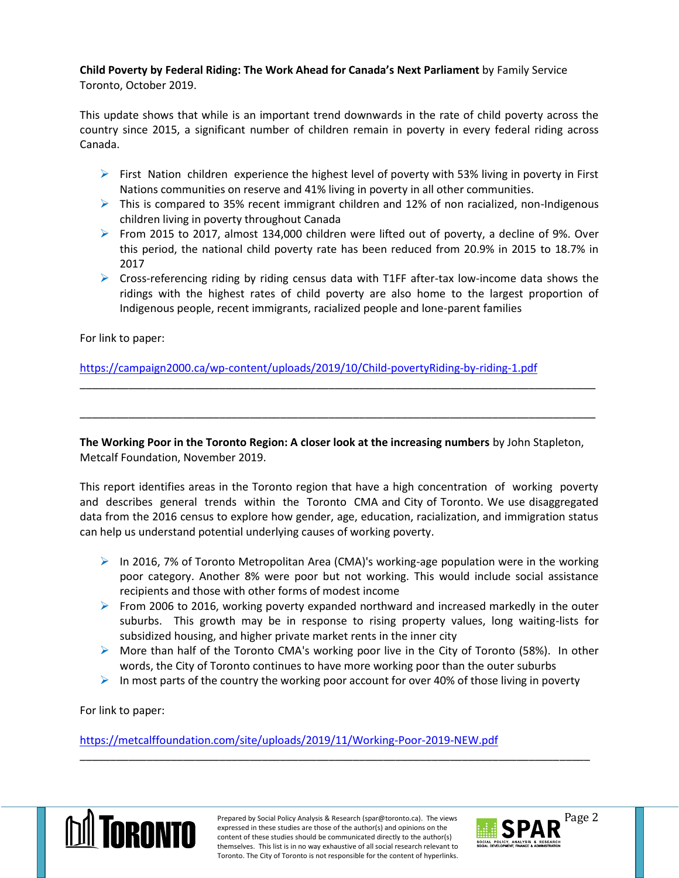**Child Poverty by Federal Riding: The Work Ahead for Canada's Next Parliament** by Family Service Toronto, October 2019.

This update shows that while is an important trend downwards in the rate of child poverty across the country since 2015, a significant number of children remain in poverty in every federal riding across Canada.

- First Nation children experience the highest level of poverty with 53% living in poverty in First Nations communities on reserve and 41% living in poverty in all other communities.
- This is compared to 35% recent immigrant children and 12% of non racialized, non-Indigenous children living in poverty throughout Canada
- From 2015 to 2017, almost 134,000 children were lifted out of poverty, a decline of 9%. Over this period, the national child poverty rate has been reduced from 20.9% in 2015 to 18.7% in 2017
- Cross-referencing riding by riding census data with T1FF after-tax low-income data shows the ridings with the highest rates of child poverty are also home to the largest proportion of Indigenous people, recent immigrants, racialized people and lone-parent families

For link to paper:

https://campaign2000.ca/wp-content/uploads/2019/10/Child-povertyRiding-by-riding-1.pdf

---

---

**The Working Poor in the Toronto Region: A closer look at the increasing numbers** by John Stapleton, Metcalf Foundation, November 2019.

This report identifies areas in the Toronto region that have a high concentration of working poverty and describes general trends within the Toronto CMA and City of Toronto. We use disaggregated data from the 2016 census to explore how gender, age, education, racialization, and immigration status can help us understand potential underlying causes of working poverty.

- In 2016, 7% of Toronto Metropolitan Area (CMA)'s working-age population were in the working poor category. Another 8% were poor but not working. This would include social assistance recipients and those with other forms of modest income
- From 2006 to 2016, working poverty expanded northward and increased markedly in the outer suburbs. This growth may be in response to rising property values, long waiting-lists for subsidized housing, and higher private market rents in the inner city
- More than half of the Toronto CMA's working poor live in the City of Toronto (58%). In other words, the City of Toronto continues to have more working poor than the outer suburbs
- In most parts of the country the working poor account for over 40% of those living in poverty

For link to paper:

https://metcalffoundation.com/site/uploads/2019/11/Working-Poor-2019-NEW.pdf

---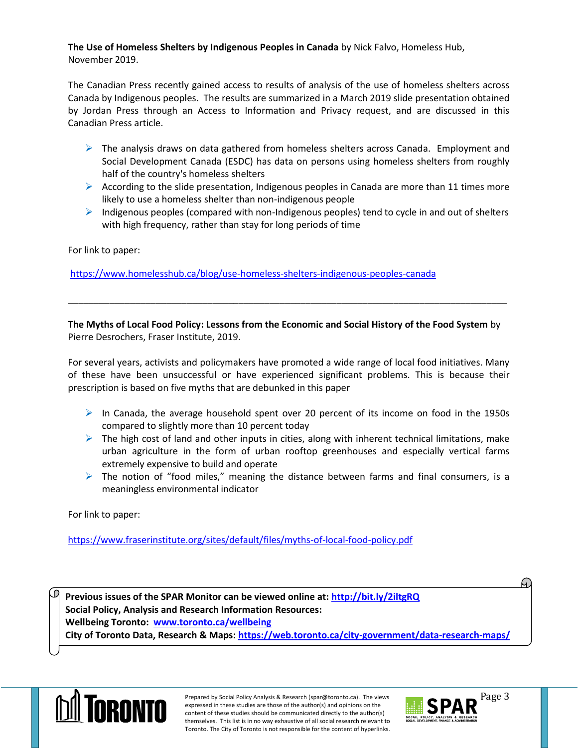**The Use of Homeless Shelters by Indigenous Peoples in Canada** by Nick Falvo, Homeless Hub, November 2019.

The Canadian Press recently gained access to results of analysis of the use of homeless shelters across Canada by Indigenous peoples. The results are summarized in a March 2019 slide presentation obtained by Jordan Press through an Access to Information and Privacy request, and are discussed in this Canadian Press article.

- The analysis draws on data gathered from homeless shelters across Canada. Employment and Social Development Canada (ESDC) has data on persons using homeless shelters from roughly half of the country's homeless shelters
- According to the slide presentation, Indigenous peoples in Canada are more than 11 times more likely to use a homeless shelter than non-indigenous people
- Indigenous peoples (compared with non-Indigenous peoples) tend to cycle in and out of shelters with high frequency, rather than stay for long periods of time

For link to paper:

https://www.homelesshub.ca/blog/use-homeless-shelters-indigenous-peoples-canada

---

**The Myths of Local Food Policy: Lessons from the Economic and Social History of the Food System** by Pierre Desrochers, Fraser Institute, 2019.

For several years, activists and policymakers have promoted a wide range of local food initiatives. Many of these have been unsuccessful or have experienced significant problems. This is because their prescription is based on five myths that are debunked in this paper

- In Canada, the average household spent over 20 percent of its income on food in the 1950s compared to slightly more than 10 percent today
- The high cost of land and other inputs in cities, along with inherent technical limitations, make urban agriculture in the form of urban rooftop greenhouses and especially vertical farms extremely expensive to build and operate
- The notion of "food miles," meaning the distance between farms and final consumers, is a meaningless environmental indicator

For link to paper:

https://www.fraserinstitute.org/sites/default/files/myths-of-local-food-policy.pdf

**Previous issues of the SPAR Monitor can be viewed online at: http://bit.ly/2iltgRQ**
**Social Policy, Analysis and Research Information Resources:**
**Wellbeing Toronto: www.toronto.ca/wellbeing**
**City of Toronto Data, Research & Maps: https://web.toronto.ca/city-government/data-research-maps/**

Prepared by Social Policy Analysis & Research (spar@toronto.ca). The views expressed in these studies are those of the author(s) and opinions on the content of these studies should be communicated directly to the author(s) themselves. This list is in no way exhaustive of all social research relevant to Toronto. The City of Toronto is not responsible for the content of hyperlinks.